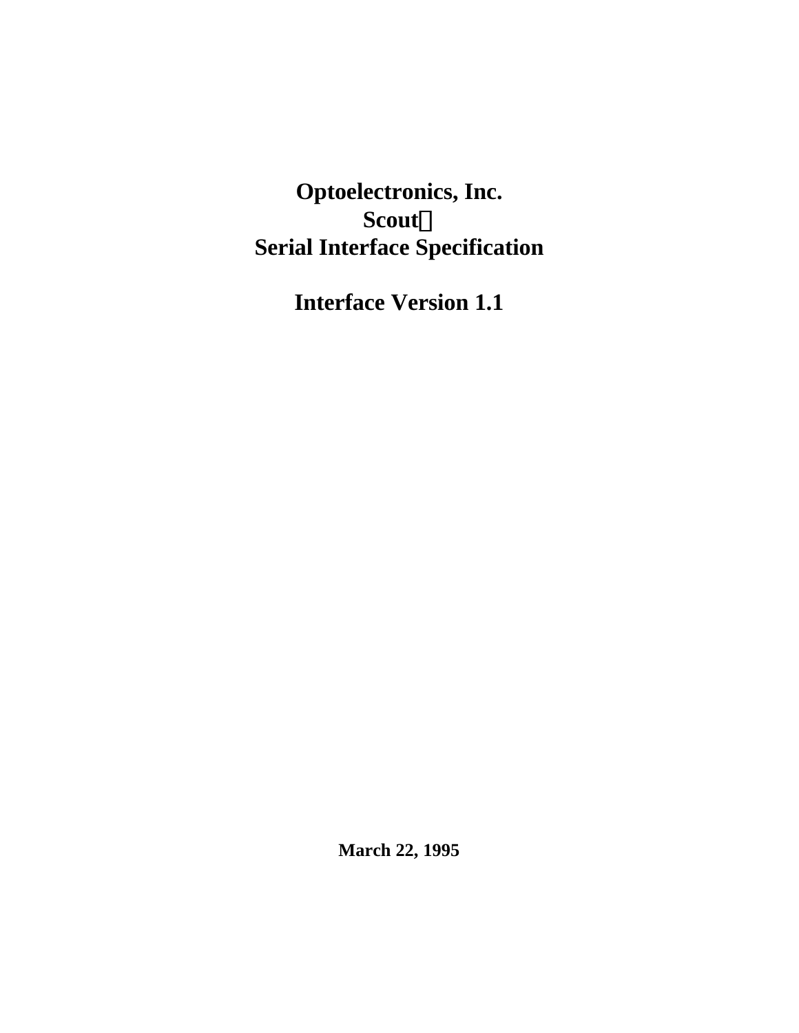# Optoelectronics, Inc.
# Scout™
# Serial Interface Specification

## Interface Version 1.1

**March 22, 1995**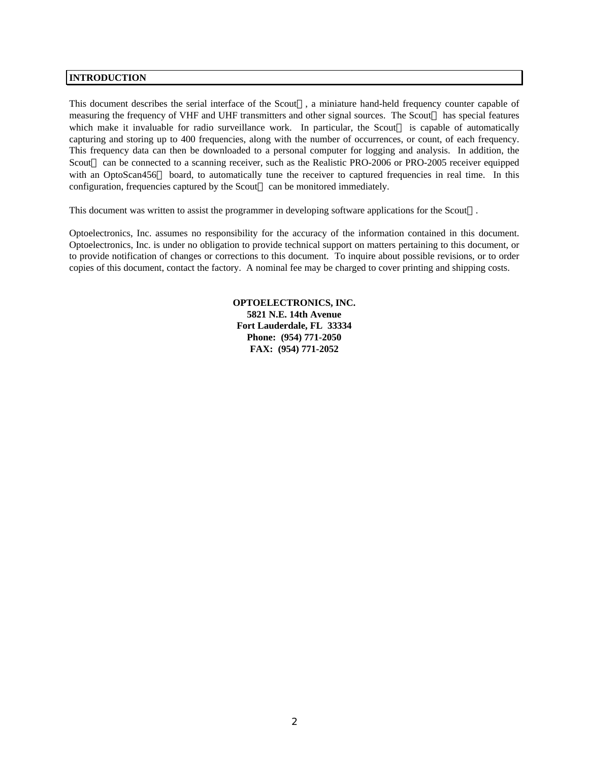## INTRODUCTION

This document describes the serial interface of the Scout , a miniature hand-held frequency counter capable of measuring the frequency of VHF and UHF transmitters and other signal sources. The Scout has special features which make it invaluable for radio surveillance work. In particular, the Scout is capable of automatically capturing and storing up to 400 frequencies, along with the number of occurrences, or count, of each frequency. This frequency data can then be downloaded to a personal computer for logging and analysis. In addition, the Scout can be connected to a scanning receiver, such as the Realistic PRO-2006 or PRO-2005 receiver equipped with an OptoScan456 board, to automatically tune the receiver to captured frequencies in real time. In this configuration, frequencies captured by the Scout can be monitored immediately.

This document was written to assist the programmer in developing software applications for the Scout .

Optoelectronics, Inc. assumes no responsibility for the accuracy of the information contained in this document. Optoelectronics, Inc. is under no obligation to provide technical support on matters pertaining to this document, or to provide notification of changes or corrections to this document. To inquire about possible revisions, or to order copies of this document, contact the factory. A nominal fee may be charged to cover printing and shipping costs.

**OPTOELECTRONICS, INC.**
**5821 N.E. 14th Avenue**
**Fort Lauderdale, FL 33334**
**Phone: (954) 771-2050**
**FAX: (954) 771-2052**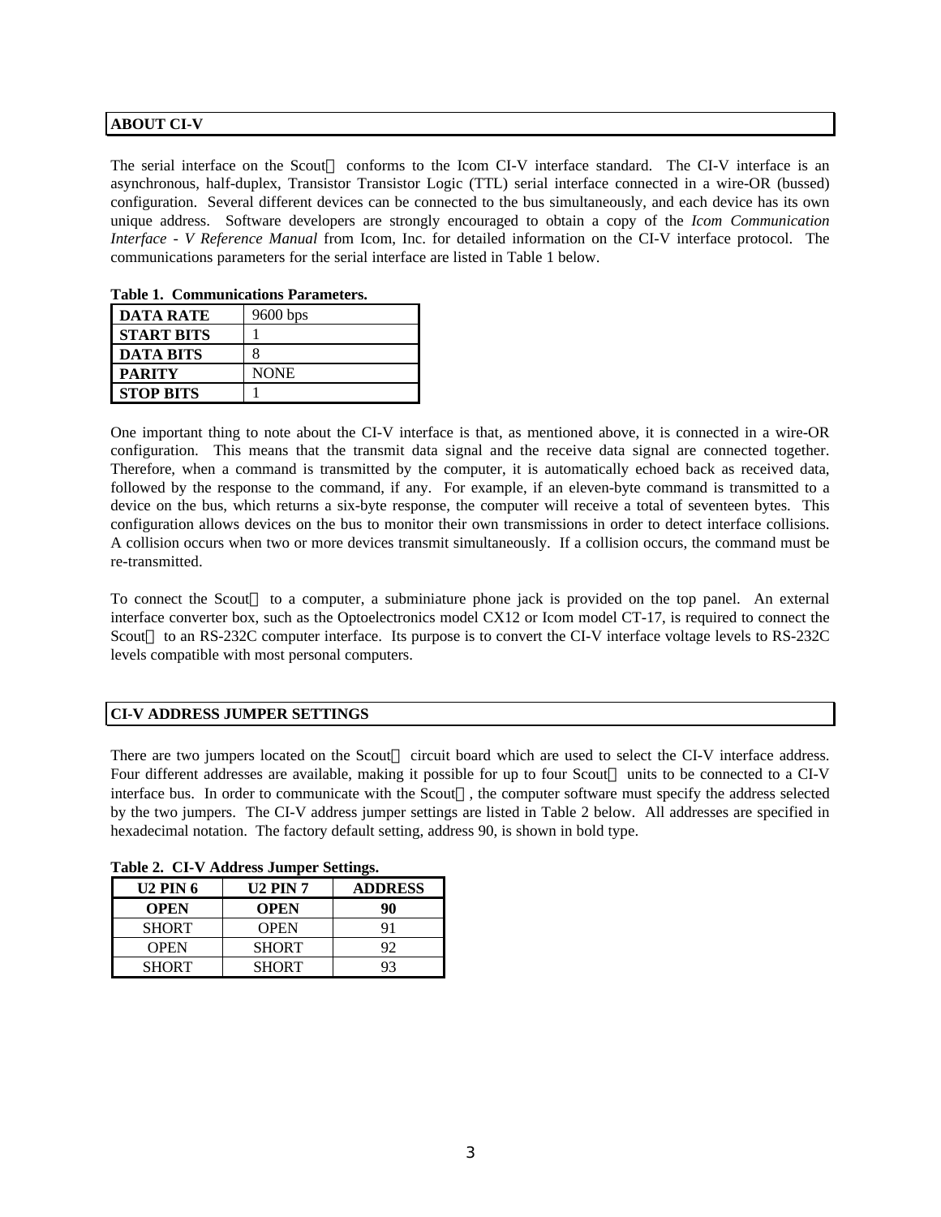## ABOUT CI-V

The serial interface on the Scout conforms to the Icom CI-V interface standard. The CI-V interface is an asynchronous, half-duplex, Transistor Transistor Logic (TTL) serial interface connected in a wire-OR (bussed) configuration. Several different devices can be connected to the bus simultaneously, and each device has its own unique address. Software developers are strongly encouraged to obtain a copy of the *Icom Communication Interface - V Reference Manual* from Icom, Inc. for detailed information on the CI-V interface protocol. The communications parameters for the serial interface are listed in Table 1 below.

**Table 1. Communications Parameters.**

| | |
|---|---|
| **DATA RATE** | 9600 bps |
| **START BITS** | 1 |
| **DATA BITS** | 8 |
| **PARITY** | NONE |
| **STOP BITS** | 1 |

One important thing to note about the CI-V interface is that, as mentioned above, it is connected in a wire-OR configuration. This means that the transmit data signal and the receive data signal are connected together. Therefore, when a command is transmitted by the computer, it is automatically echoed back as received data, followed by the response to the command, if any. For example, if an eleven-byte command is transmitted to a device on the bus, which returns a six-byte response, the computer will receive a total of seventeen bytes. This configuration allows devices on the bus to monitor their own transmissions in order to detect interface collisions. A collision occurs when two or more devices transmit simultaneously. If a collision occurs, the command must be re-transmitted.

To connect the Scout to a computer, a subminiature phone jack is provided on the top panel. An external interface converter box, such as the Optoelectronics model CX12 or Icom model CT-17, is required to connect the Scout to an RS-232C computer interface. Its purpose is to convert the CI-V interface voltage levels to RS-232C levels compatible with most personal computers.

## CI-V ADDRESS JUMPER SETTINGS

There are two jumpers located on the Scout circuit board which are used to select the CI-V interface address. Four different addresses are available, making it possible for up to four Scout units to be connected to a CI-V interface bus. In order to communicate with the Scout, the computer software must specify the address selected by the two jumpers. The CI-V address jumper settings are listed in Table 2 below. All addresses are specified in hexadecimal notation. The factory default setting, address 90, is shown in bold type.

**Table 2. CI-V Address Jumper Settings.**

| U2 PIN 6 | U2 PIN 7 | ADDRESS |
|---|---|---|
| **OPEN** | **OPEN** | **90** |
| SHORT | OPEN | 91 |
| OPEN | SHORT | 92 |
| SHORT | SHORT | 93 |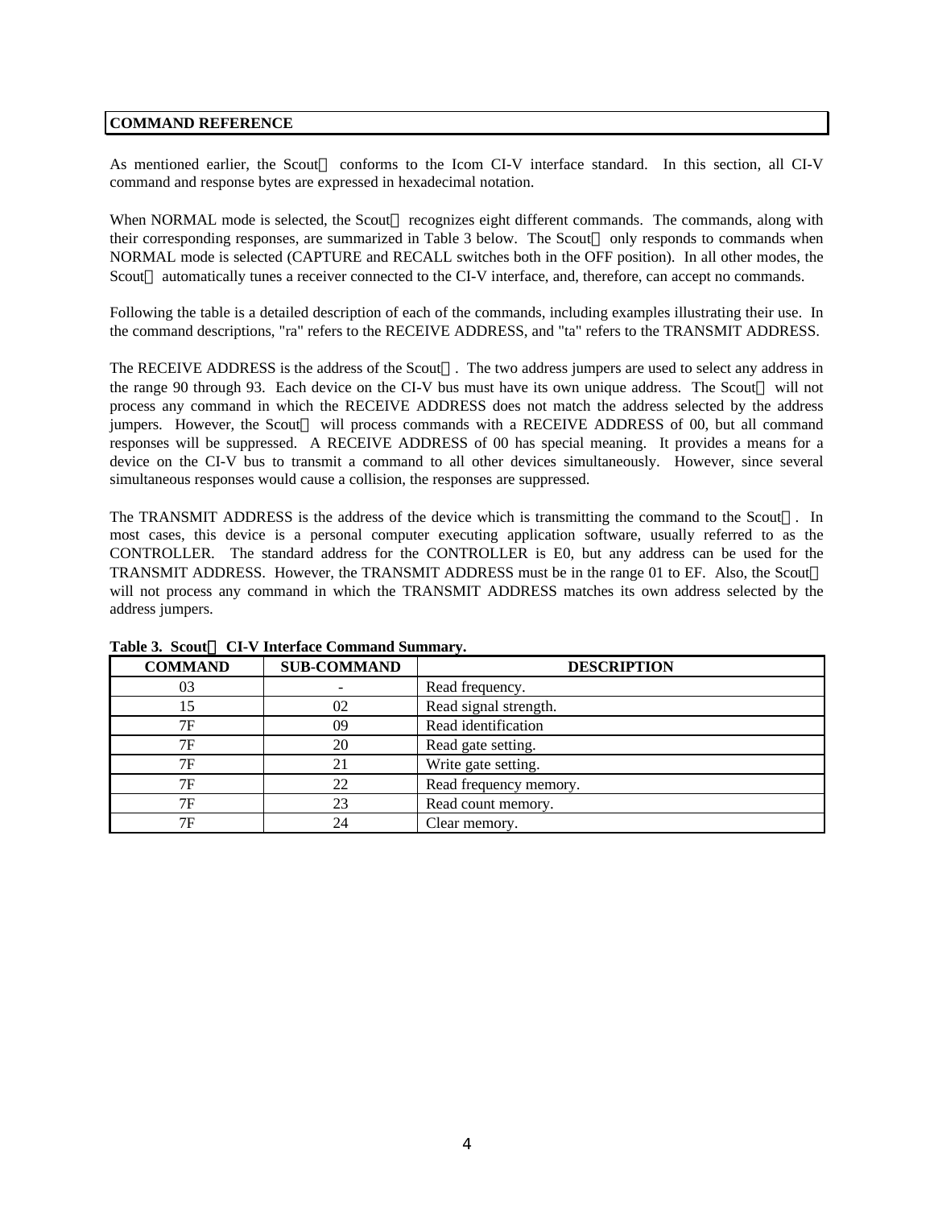## COMMAND REFERENCE

As mentioned earlier, the Scout conforms to the Icom CI-V interface standard. In this section, all CI-V command and response bytes are expressed in hexadecimal notation.

When NORMAL mode is selected, the Scout recognizes eight different commands. The commands, along with their corresponding responses, are summarized in Table 3 below. The Scout only responds to commands when NORMAL mode is selected (CAPTURE and RECALL switches both in the OFF position). In all other modes, the Scout automatically tunes a receiver connected to the CI-V interface, and, therefore, can accept no commands.

Following the table is a detailed description of each of the commands, including examples illustrating their use. In the command descriptions, "ra" refers to the RECEIVE ADDRESS, and "ta" refers to the TRANSMIT ADDRESS.

The RECEIVE ADDRESS is the address of the Scout. The two address jumpers are used to select any address in the range 90 through 93. Each device on the CI-V bus must have its own unique address. The Scout will not process any command in which the RECEIVE ADDRESS does not match the address selected by the address jumpers. However, the Scout will process commands with a RECEIVE ADDRESS of 00, but all command responses will be suppressed. A RECEIVE ADDRESS of 00 has special meaning. It provides a means for a device on the CI-V bus to transmit a command to all other devices simultaneously. However, since several simultaneous responses would cause a collision, the responses are suppressed.

The TRANSMIT ADDRESS is the address of the device which is transmitting the command to the Scout. In most cases, this device is a personal computer executing application software, usually referred to as the CONTROLLER. The standard address for the CONTROLLER is E0, but any address can be used for the TRANSMIT ADDRESS. However, the TRANSMIT ADDRESS must be in the range 01 to EF. Also, the Scout will not process any command in which the TRANSMIT ADDRESS matches its own address selected by the address jumpers.

**Table 3. Scout CI-V Interface Command Summary.**

| COMMAND | SUB-COMMAND | DESCRIPTION |
|---|---|---|
| 03 | - | Read frequency. |
| 15 | 02 | Read signal strength. |
| 7F | 09 | Read identification |
| 7F | 20 | Read gate setting. |
| 7F | 21 | Write gate setting. |
| 7F | 22 | Read frequency memory. |
| 7F | 23 | Read count memory. |
| 7F | 24 | Clear memory. |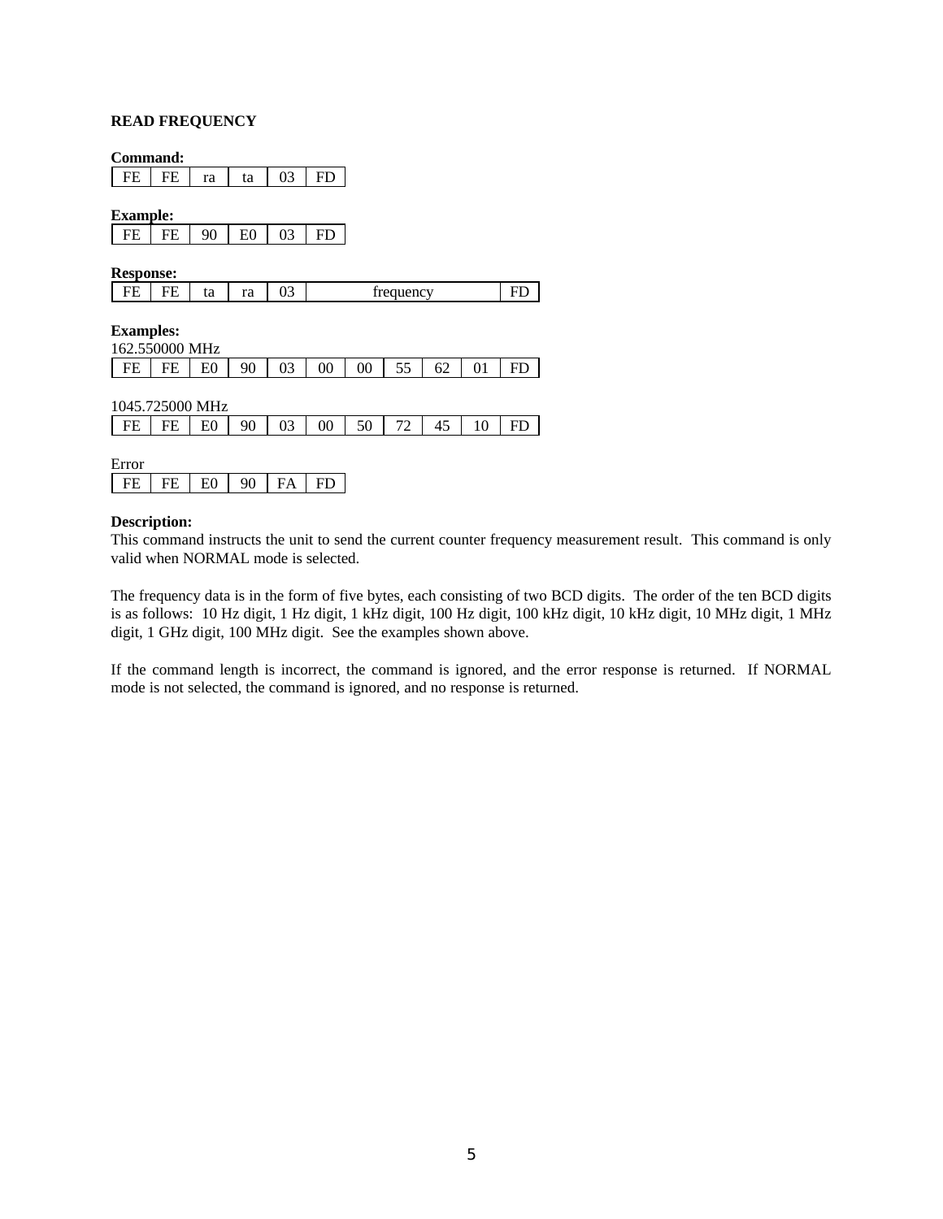**READ FREQUENCY**

**Command:**

| FE | FE | ra | ta | 03 | FD |
|---|---|---|---|---|---|

**Example:**

| FE | FE | 90 | E0 | 03 | FD |
|---|---|---|---|---|---|

**Response:**

| FE | FE | ta | ra | 03 | frequency | FD |
|---|---|---|---|---|---|---|

**Examples:**

162.550000 MHz

| FE | FE | E0 | 90 | 03 | 00 | 00 | 55 | 62 | 01 | FD |
|---|---|---|---|---|---|---|---|---|---|---|

1045.725000 MHz

| FE | FE | E0 | 90 | 03 | 00 | 50 | 72 | 45 | 10 | FD |
|---|---|---|---|---|---|---|---|---|---|---|

Error

| FE | FE | E0 | 90 | FA | FD |
|---|---|---|---|---|---|

**Description:**

This command instructs the unit to send the current counter frequency measurement result. This command is only valid when NORMAL mode is selected.

The frequency data is in the form of five bytes, each consisting of two BCD digits. The order of the ten BCD digits is as follows: 10 Hz digit, 1 Hz digit, 1 kHz digit, 100 Hz digit, 100 kHz digit, 10 kHz digit, 10 MHz digit, 1 MHz digit, 1 GHz digit, 100 MHz digit. See the examples shown above.

If the command length is incorrect, the command is ignored, and the error response is returned. If NORMAL mode is not selected, the command is ignored, and no response is returned.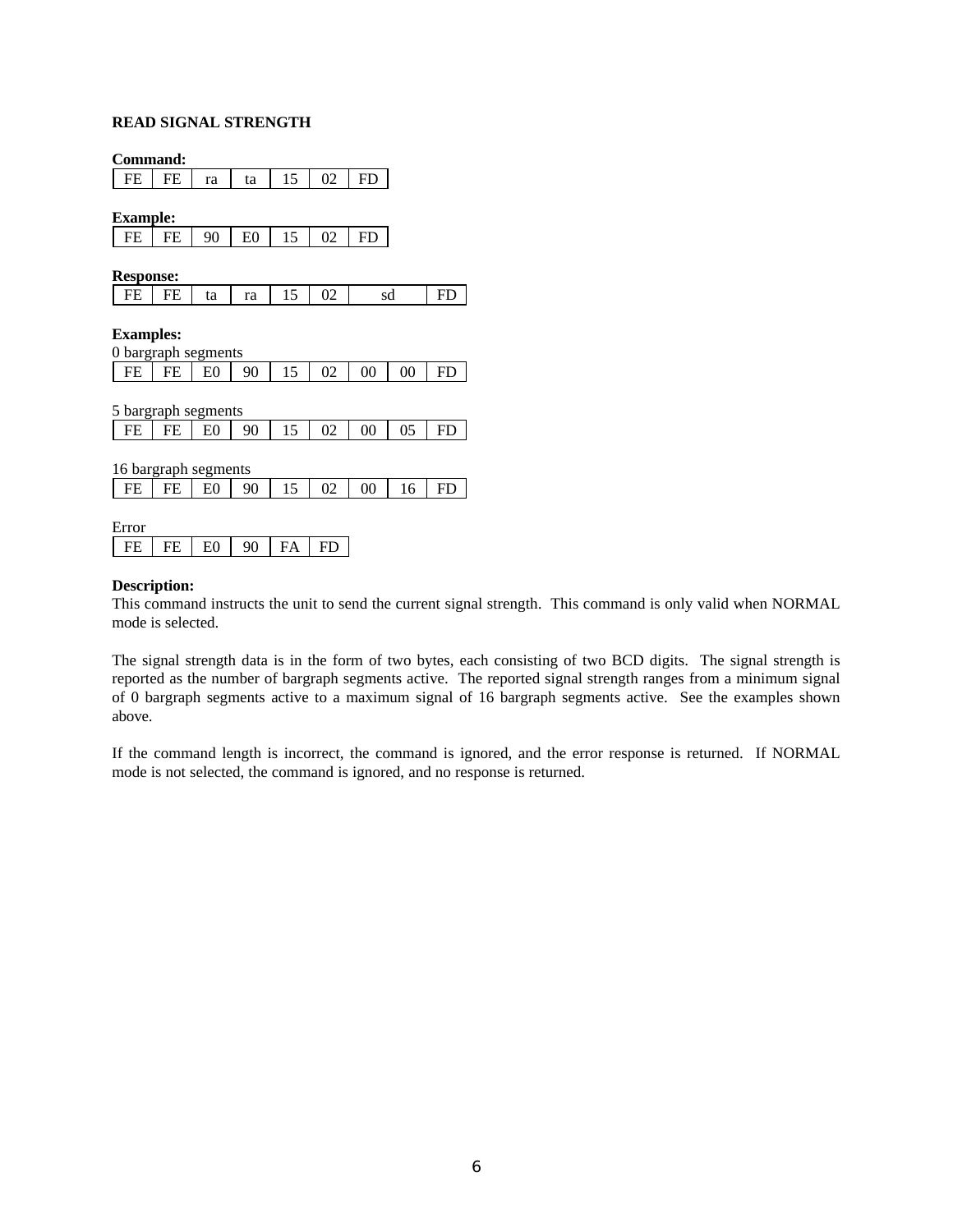**READ SIGNAL STRENGTH**

**Command:**

| FE | FE | ra | ta | 15 | 02 | FD |
|---|---|---|---|---|---|---|

**Example:**

| FE | FE | 90 | E0 | 15 | 02 | FD |
|---|---|---|---|---|---|---|

**Response:**

| FE | FE | ta | ra | 15 | 02 | sd | FD |
|---|---|---|---|---|---|---|---|

**Examples:**

0 bargraph segments

| FE | FE | E0 | 90 | 15 | 02 | 00 | 00 | FD |
|---|---|---|---|---|---|---|---|---|

5 bargraph segments

| FE | FE | E0 | 90 | 15 | 02 | 00 | 05 | FD |
|---|---|---|---|---|---|---|---|---|

16 bargraph segments

| FE | FE | E0 | 90 | 15 | 02 | 00 | 16 | FD |
|---|---|---|---|---|---|---|---|---|

Error

| FE | FE | E0 | 90 | FA | FD |
|---|---|---|---|---|---|

**Description:**

This command instructs the unit to send the current signal strength. This command is only valid when NORMAL mode is selected.

The signal strength data is in the form of two bytes, each consisting of two BCD digits. The signal strength is reported as the number of bargraph segments active. The reported signal strength ranges from a minimum signal of 0 bargraph segments active to a maximum signal of 16 bargraph segments active. See the examples shown above.

If the command length is incorrect, the command is ignored, and the error response is returned. If NORMAL mode is not selected, the command is ignored, and no response is returned.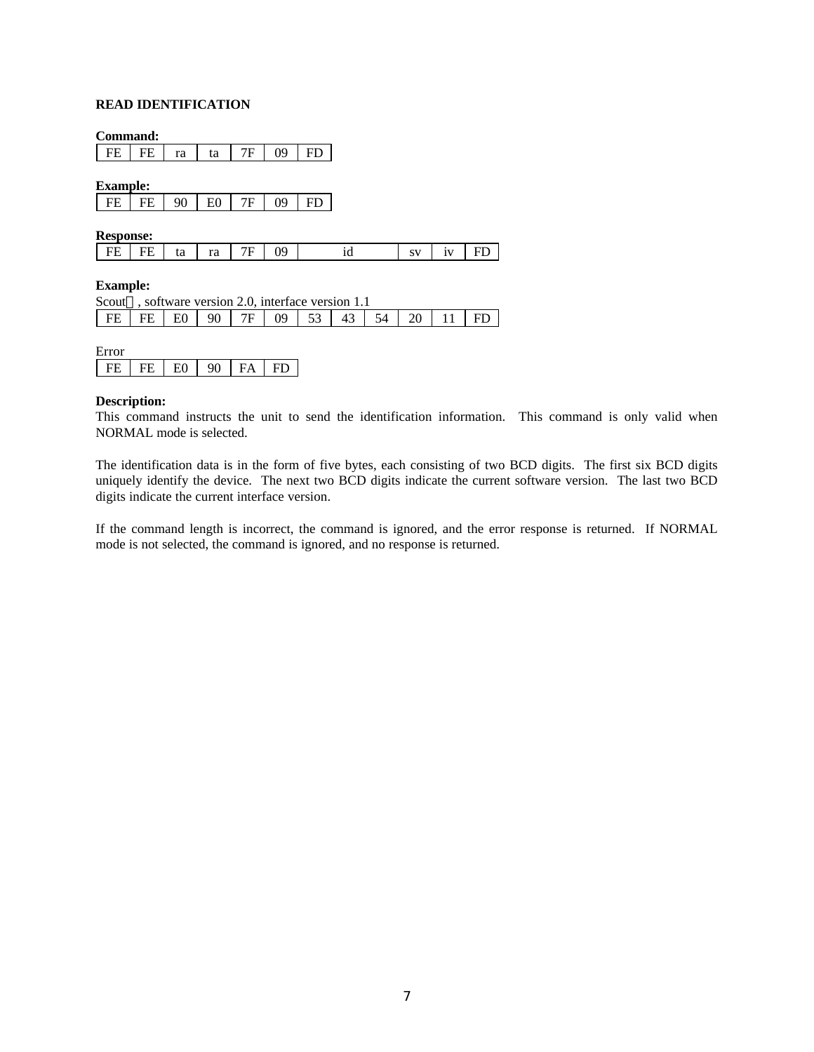**READ IDENTIFICATION**

**Command:**

| FE | FE | ra | ta | 7F | 09 | FD |
|---|---|---|---|---|---|---|

**Example:**

| FE | FE | 90 | E0 | 7F | 09 | FD |
|---|---|---|---|---|---|---|

**Response:**

| FE | FE | ta | ra | 7F | 09 | id | sv | iv | FD |
|---|---|---|---|---|---|---|---|---|---|

**Example:**

Scout, software version 2.0, interface version 1.1

| FE | FE | E0 | 90 | 7F | 09 | 53 | 43 | 54 | 20 | 11 | FD |
|---|---|---|---|---|---|---|---|---|---|---|---|

Error

| FE | FE | E0 | 90 | FA | FD |
|---|---|---|---|---|---|

**Description:**

This command instructs the unit to send the identification information. This command is only valid when NORMAL mode is selected.

The identification data is in the form of five bytes, each consisting of two BCD digits. The first six BCD digits uniquely identify the device. The next two BCD digits indicate the current software version. The last two BCD digits indicate the current interface version.

If the command length is incorrect, the command is ignored, and the error response is returned. If NORMAL mode is not selected, the command is ignored, and no response is returned.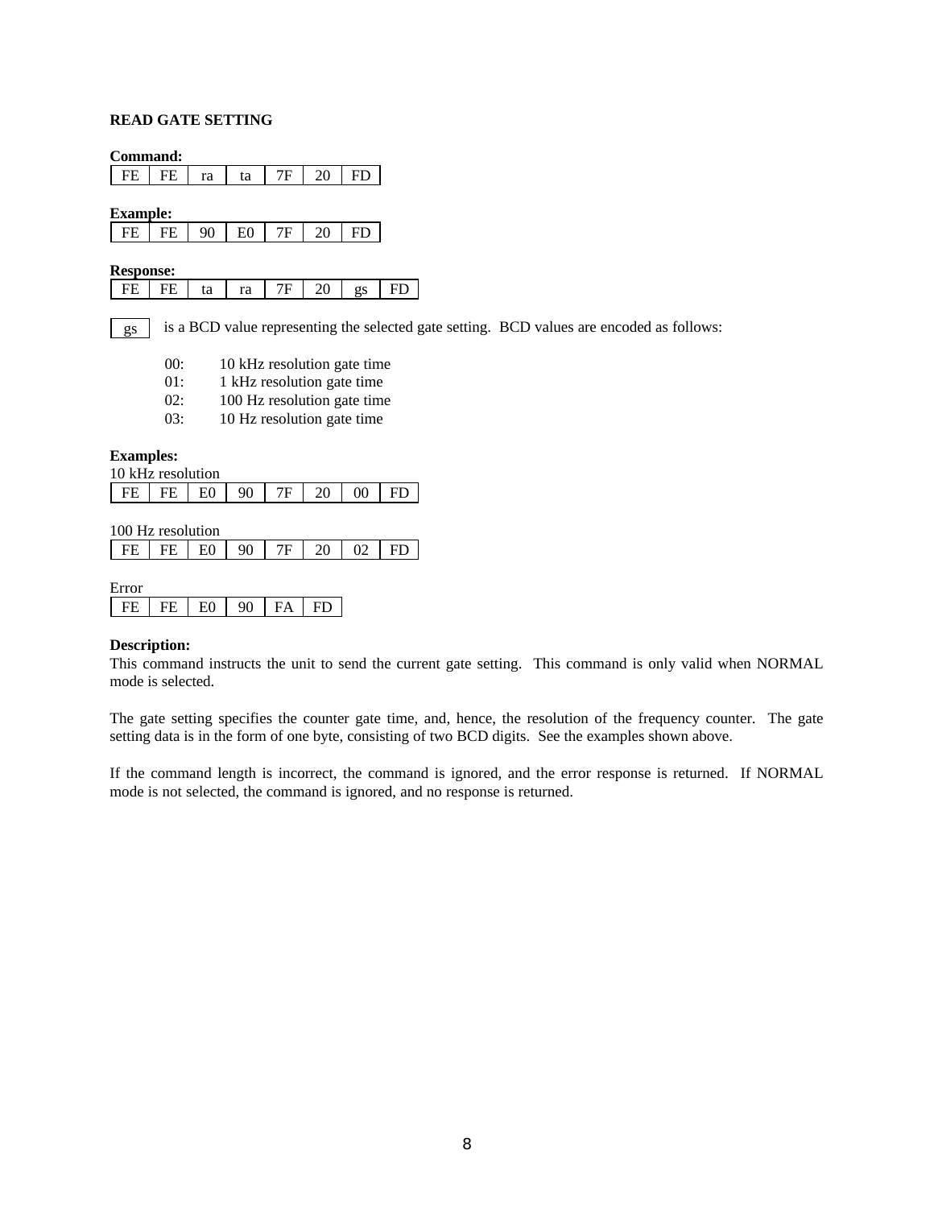**READ GATE SETTING**

**Command:**

| FE | FE | ra | ta | 7F | 20 | FD |
|---|---|---|---|---|---|---|

**Example:**

| FE | FE | 90 | E0 | 7F | 20 | FD |
|---|---|---|---|---|---|---|

**Response:**

| FE | FE | ta | ra | 7F | 20 | gs | FD |
|---|---|---|---|---|---|---|---|

| gs |
|---|

is a BCD value representing the selected gate setting. BCD values are encoded as follows:

- 00: 10 kHz resolution gate time
- 01: 1 kHz resolution gate time
- 02: 100 Hz resolution gate time
- 03: 10 Hz resolution gate time

**Examples:**

10 kHz resolution

| FE | FE | E0 | 90 | 7F | 20 | 00 | FD |
|---|---|---|---|---|---|---|---|

100 Hz resolution

| FE | FE | E0 | 90 | 7F | 20 | 02 | FD |
|---|---|---|---|---|---|---|---|

Error

| FE | FE | E0 | 90 | FA | FD |
|---|---|---|---|---|---|

**Description:**

This command instructs the unit to send the current gate setting. This command is only valid when NORMAL mode is selected.

The gate setting specifies the counter gate time, and, hence, the resolution of the frequency counter. The gate setting data is in the form of one byte, consisting of two BCD digits. See the examples shown above.

If the command length is incorrect, the command is ignored, and the error response is returned. If NORMAL mode is not selected, the command is ignored, and no response is returned.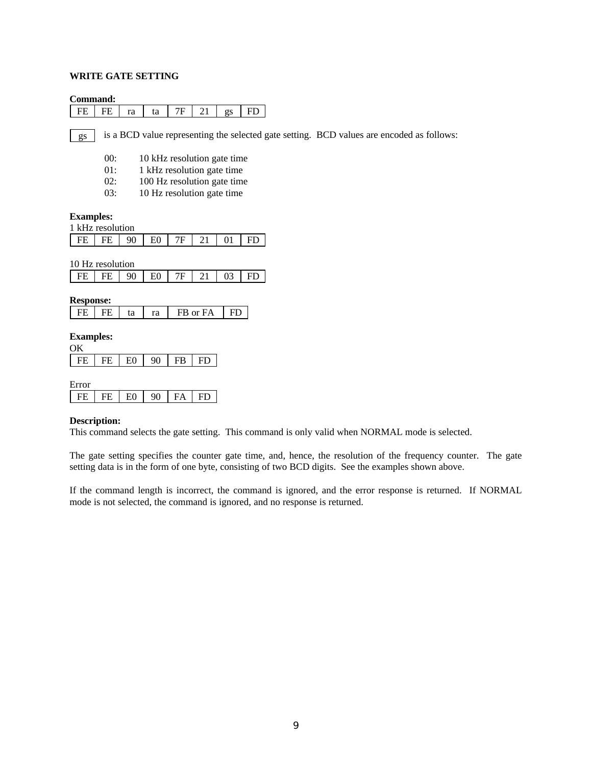### WRITE GATE SETTING

**Command:**

| FE | FE | ra | ta | 7F | 21 | gs | FD |
|---|---|---|---|---|---|---|---|

| gs |
|---|

is a BCD value representing the selected gate setting. BCD values are encoded as follows:

- 00: 10 kHz resolution gate time
- 01: 1 kHz resolution gate time
- 02: 100 Hz resolution gate time
- 03: 10 Hz resolution gate time

**Examples:**

1 kHz resolution

| FE | FE | 90 | E0 | 7F | 21 | 01 | FD |
|---|---|---|---|---|---|---|---|

10 Hz resolution

| FE | FE | 90 | E0 | 7F | 21 | 03 | FD |
|---|---|---|---|---|---|---|---|

**Response:**

| FE | FE | ta | ra | FB or FA | FD |
|---|---|---|---|---|---|

**Examples:**

OK

| FE | FE | E0 | 90 | FB | FD |
|---|---|---|---|---|---|

Error

| FE | FE | E0 | 90 | FA | FD |
|---|---|---|---|---|---|

**Description:**

This command selects the gate setting. This command is only valid when NORMAL mode is selected.

The gate setting specifies the counter gate time, and, hence, the resolution of the frequency counter. The gate setting data is in the form of one byte, consisting of two BCD digits. See the examples shown above.

If the command length is incorrect, the command is ignored, and the error response is returned. If NORMAL mode is not selected, the command is ignored, and no response is returned.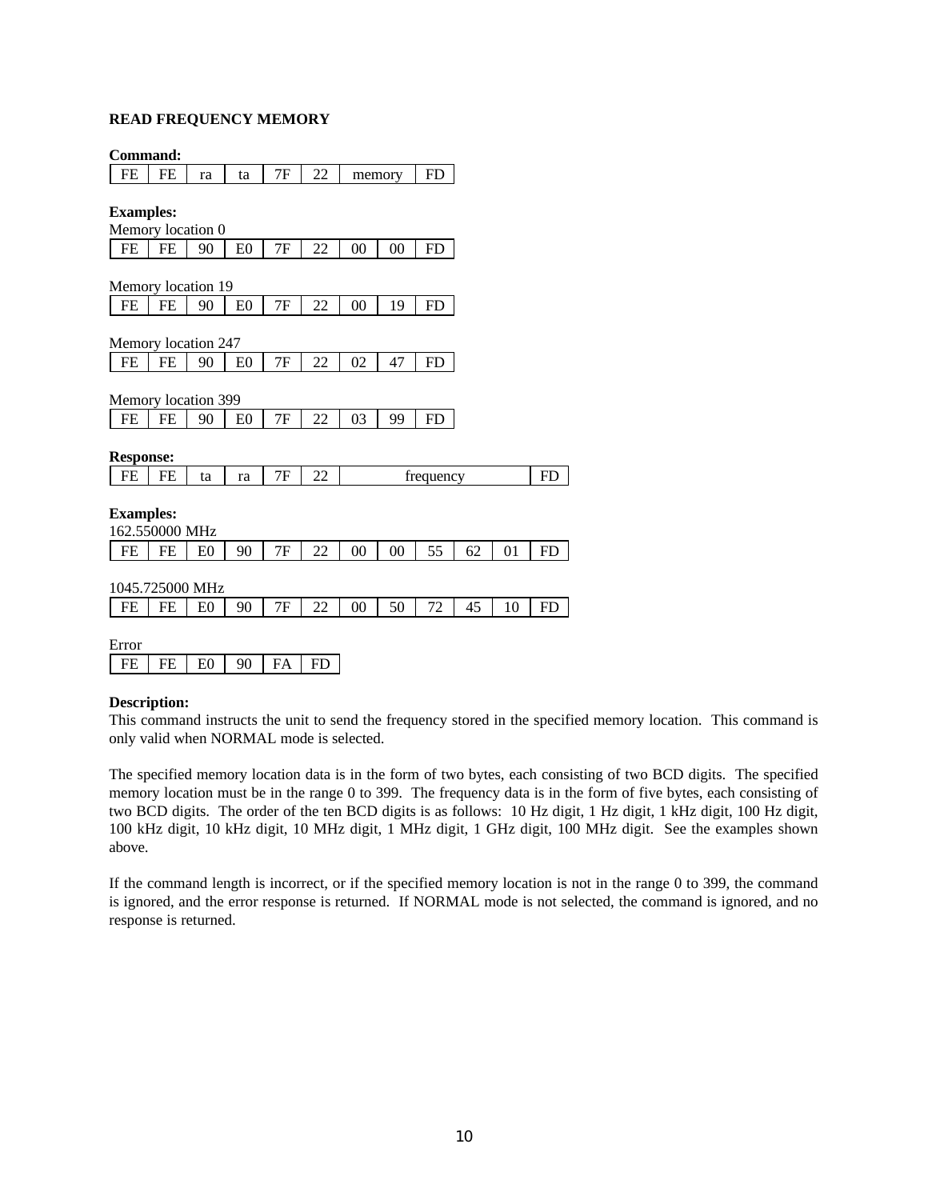## READ FREQUENCY MEMORY

**Command:**

| FE | FE | ra | ta | 7F | 22 | memory | FD |
|---|---|---|---|---|---|---|---|

**Examples:**

Memory location 0

| FE | FE | 90 | E0 | 7F | 22 | 00 | 00 | FD |
|---|---|---|---|---|---|---|---|---|

Memory location 19

| FE | FE | 90 | E0 | 7F | 22 | 00 | 19 | FD |
|---|---|---|---|---|---|---|---|---|

Memory location 247

| FE | FE | 90 | E0 | 7F | 22 | 02 | 47 | FD |
|---|---|---|---|---|---|---|---|---|

Memory location 399

| FE | FE | 90 | E0 | 7F | 22 | 03 | 99 | FD |
|---|---|---|---|---|---|---|---|---|

**Response:**

| FE | FE | ta | ra | 7F | 22 | frequency | FD |
|---|---|---|---|---|---|---|---|

**Examples:**

162.550000 MHz

| FE | FE | E0 | 90 | 7F | 22 | 00 | 00 | 55 | 62 | 01 | FD |
|---|---|---|---|---|---|---|---|---|---|---|---|

1045.725000 MHz

| FE | FE | E0 | 90 | 7F | 22 | 00 | 50 | 72 | 45 | 10 | FD |
|---|---|---|---|---|---|---|---|---|---|---|---|

Error

| FE | FE | E0 | 90 | FA | FD |
|---|---|---|---|---|---|

**Description:**

This command instructs the unit to send the frequency stored in the specified memory location. This command is only valid when NORMAL mode is selected.

The specified memory location data is in the form of two bytes, each consisting of two BCD digits. The specified memory location must be in the range 0 to 399. The frequency data is in the form of five bytes, each consisting of two BCD digits. The order of the ten BCD digits is as follows: 10 Hz digit, 1 Hz digit, 1 kHz digit, 100 Hz digit, 100 kHz digit, 10 kHz digit, 10 MHz digit, 1 MHz digit, 1 GHz digit, 100 MHz digit. See the examples shown above.

If the command length is incorrect, or if the specified memory location is not in the range 0 to 399, the command is ignored, and the error response is returned. If NORMAL mode is not selected, the command is ignored, and no response is returned.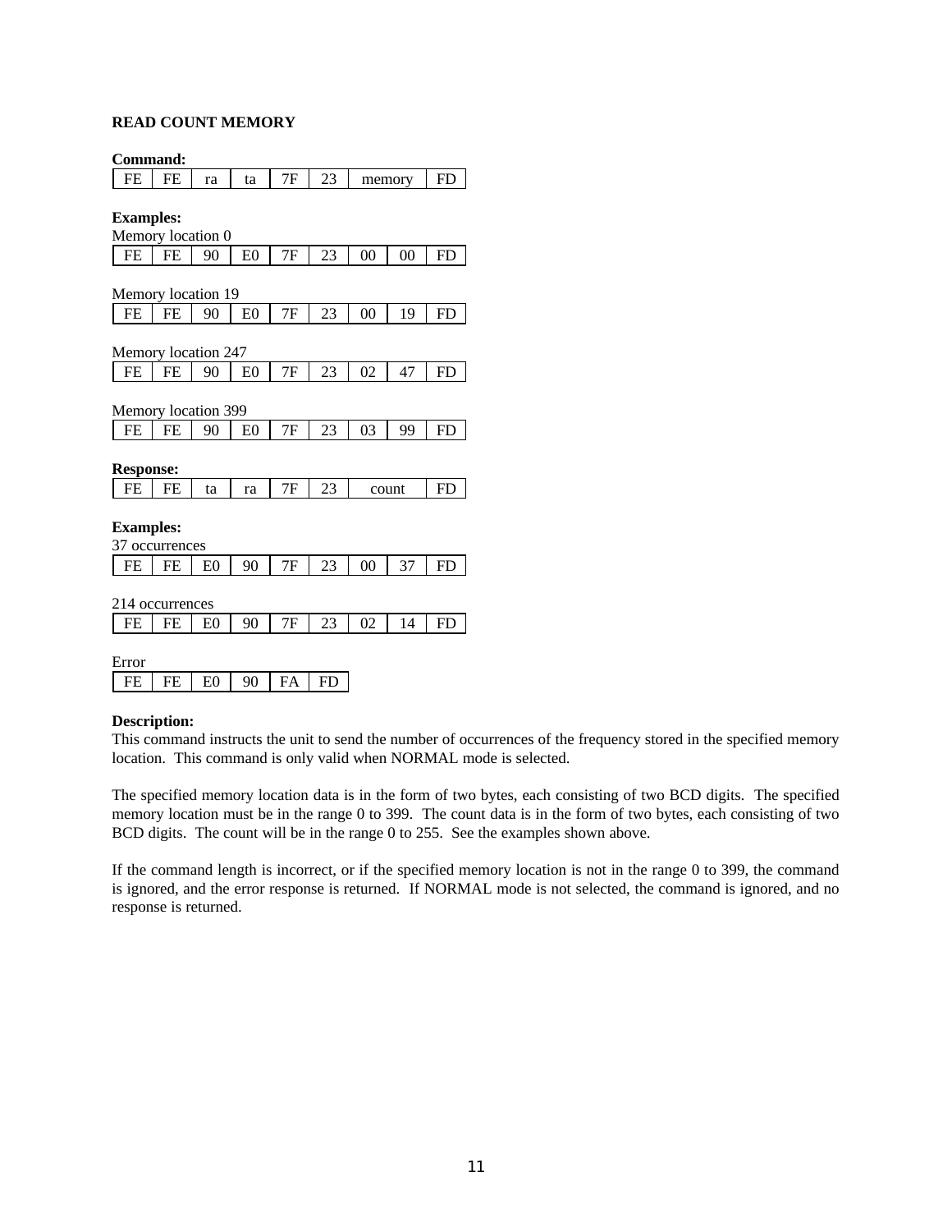**READ COUNT MEMORY**

**Command:**

| FE | FE | ra | ta | 7F | 23 | memory | | FD |
|---|---|---|---|---|---|---|---|---|

**Examples:**

Memory location 0

| FE | FE | 90 | E0 | 7F | 23 | 00 | 00 | FD |
|---|---|---|---|---|---|---|---|---|

Memory location 19

| FE | FE | 90 | E0 | 7F | 23 | 00 | 19 | FD |
|---|---|---|---|---|---|---|---|---|

Memory location 247

| FE | FE | 90 | E0 | 7F | 23 | 02 | 47 | FD |
|---|---|---|---|---|---|---|---|---|

Memory location 399

| FE | FE | 90 | E0 | 7F | 23 | 03 | 99 | FD |
|---|---|---|---|---|---|---|---|---|

**Response:**

| FE | FE | ta | ra | 7F | 23 | count | | FD |
|---|---|---|---|---|---|---|---|---|

**Examples:**

37 occurrences

| FE | FE | E0 | 90 | 7F | 23 | 00 | 37 | FD |
|---|---|---|---|---|---|---|---|---|

214 occurrences

| FE | FE | E0 | 90 | 7F | 23 | 02 | 14 | FD |
|---|---|---|---|---|---|---|---|---|

Error

| FE | FE | E0 | 90 | FA | FD |
|---|---|---|---|---|---|

**Description:**

This command instructs the unit to send the number of occurrences of the frequency stored in the specified memory location. This command is only valid when NORMAL mode is selected.

The specified memory location data is in the form of two bytes, each consisting of two BCD digits. The specified memory location must be in the range 0 to 399. The count data is in the form of two bytes, each consisting of two BCD digits. The count will be in the range 0 to 255. See the examples shown above.

If the command length is incorrect, or if the specified memory location is not in the range 0 to 399, the command is ignored, and the error response is returned. If NORMAL mode is not selected, the command is ignored, and no response is returned.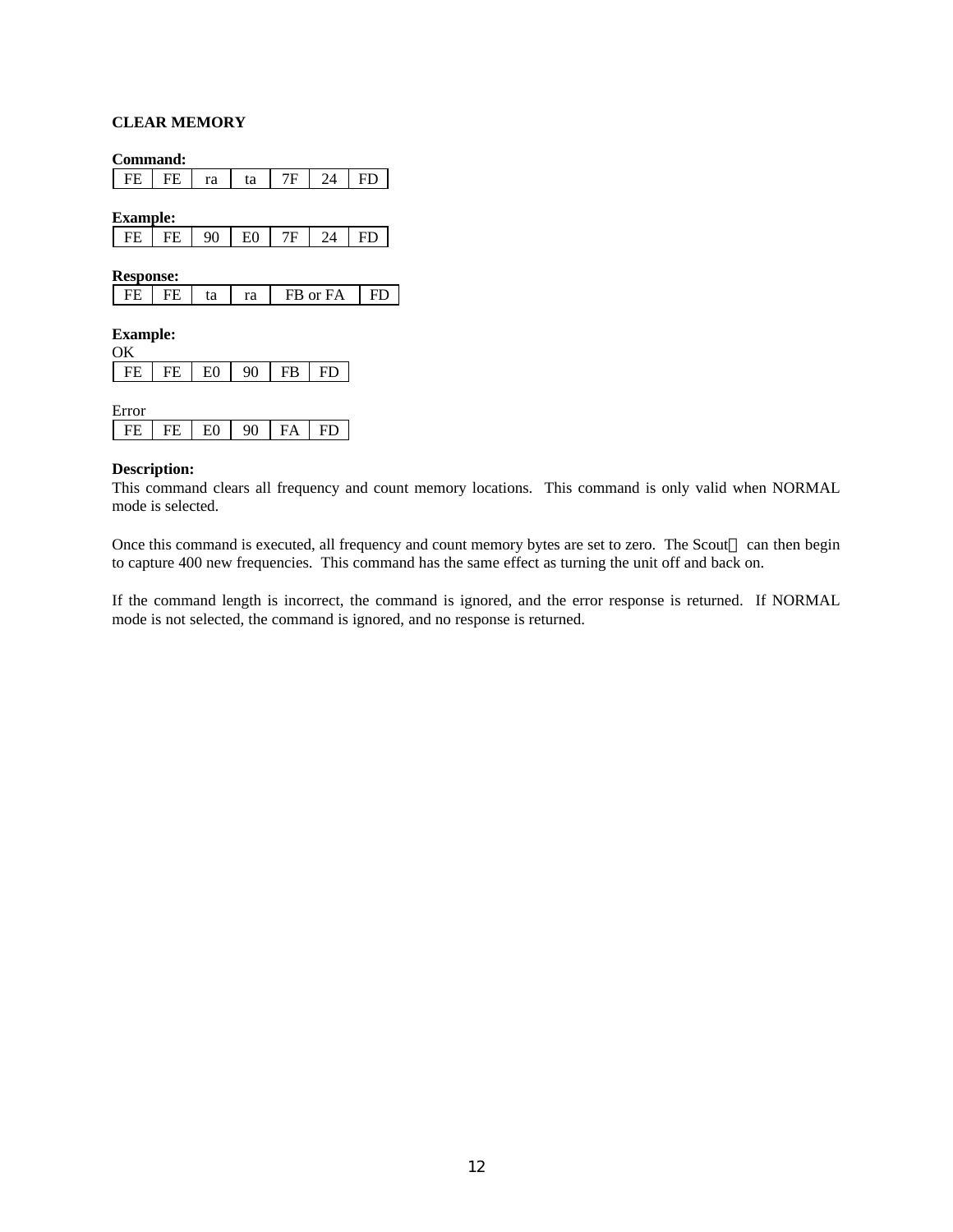**CLEAR MEMORY**

**Command:**

| FE | FE | ra | ta | 7F | 24 | FD |
|---|---|---|---|---|---|---|

**Example:**

| FE | FE | 90 | E0 | 7F | 24 | FD |
|---|---|---|---|---|---|---|

**Response:**

| FE | FE | ta | ra | FB or FA | FD |
|---|---|---|---|---|---|

**Example:**

OK

| FE | FE | E0 | 90 | FB | FD |
|---|---|---|---|---|---|

Error

| FE | FE | E0 | 90 | FA | FD |
|---|---|---|---|---|---|

**Description:**

This command clears all frequency and count memory locations. This command is only valid when NORMAL mode is selected.

Once this command is executed, all frequency and count memory bytes are set to zero. The Scout can then begin to capture 400 new frequencies. This command has the same effect as turning the unit off and back on.

If the command length is incorrect, the command is ignored, and the error response is returned. If NORMAL mode is not selected, the command is ignored, and no response is returned.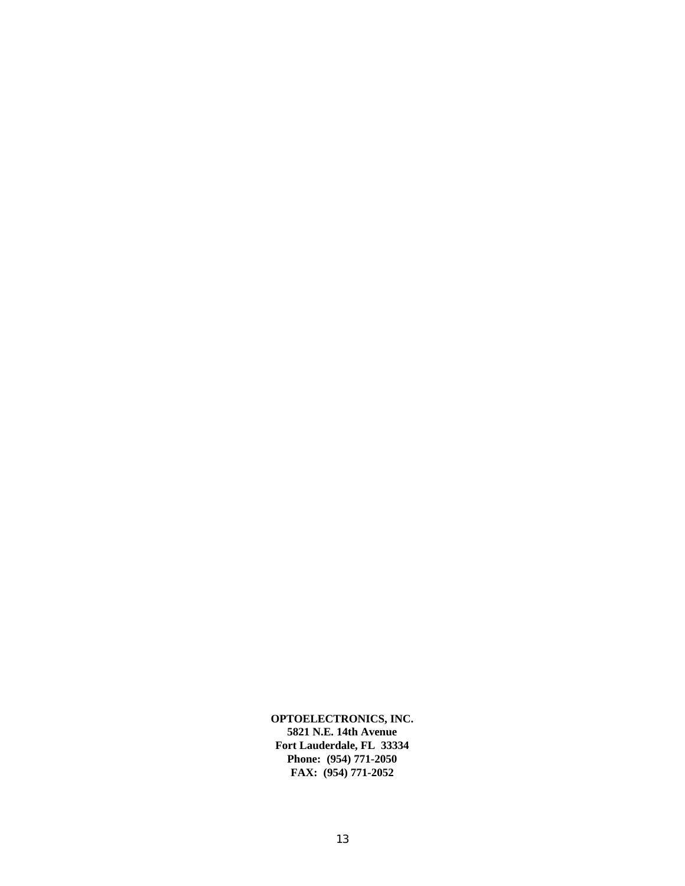**OPTOELECTRONICS, INC.**
**5821 N.E. 14th Avenue**
**Fort Lauderdale, FL  33334**
**Phone:  (954) 771-2050**
**FAX:  (954) 771-2052**